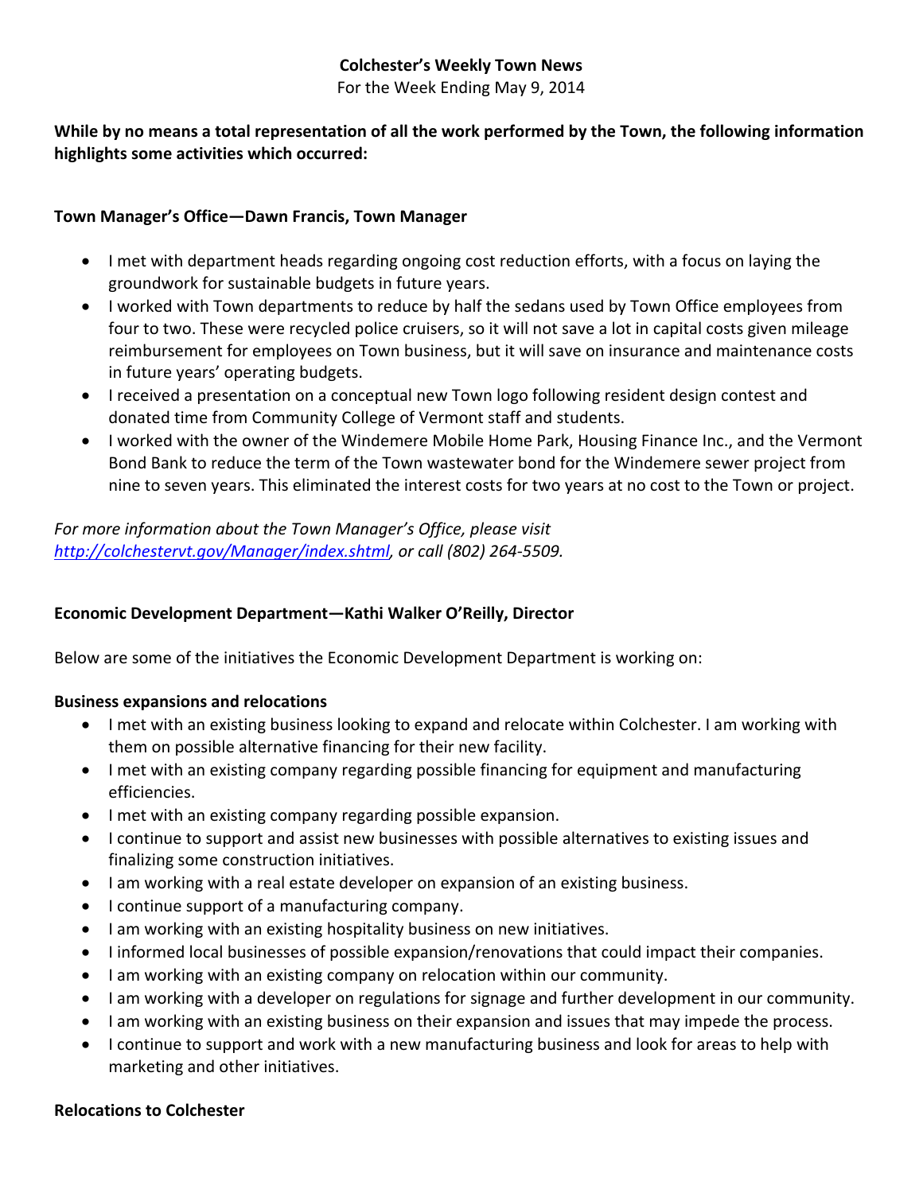**Colchester's Weekly Town News**

For the Week Ending May 9, 2014

**While by no means a total representation of all the work performed by the Town, the following information highlights some activities which occurred:**

**Town Manager's Office—Dawn Francis, Town Manager**

- I met with department heads regarding ongoing cost reduction efforts, with a focus on laying the groundwork for sustainable budgets in future years.
- I worked with Town departments to reduce by half the sedans used by Town Office employees from four to two. These were recycled police cruisers, so it will not save a lot in capital costs given mileage reimbursement for employees on Town business, but it will save on insurance and maintenance costs in future years' operating budgets.
- I received a presentation on a conceptual new Town logo following resident design contest and donated time from Community College of Vermont staff and students.
- I worked with the owner of the Windemere Mobile Home Park, Housing Finance Inc., and the Vermont Bond Bank to reduce the term of the Town wastewater bond for the Windemere sewer project from nine to seven years. This eliminated the interest costs for two years at no cost to the Town or project.

*For more information about the Town Manager's Office, please visit [http://colchestervt.gov/Manager/index.shtml](http://colchestervt.gov/Manager/index.shtml), or call (802) 264-5509.*

**Economic Development Department—Kathi Walker O'Reilly, Director**

Below are some of the initiatives the Economic Development Department is working on:

**Business expansions and relocations**

- I met with an existing business looking to expand and relocate within Colchester. I am working with them on possible alternative financing for their new facility.
- I met with an existing company regarding possible financing for equipment and manufacturing efficiencies.
- I met with an existing company regarding possible expansion.
- I continue to support and assist new businesses with possible alternatives to existing issues and finalizing some construction initiatives.
- I am working with a real estate developer on expansion of an existing business.
- I continue support of a manufacturing company.
- I am working with an existing hospitality business on new initiatives.
- I informed local businesses of possible expansion/renovations that could impact their companies.
- I am working with an existing company on relocation within our community.
- I am working with a developer on regulations for signage and further development in our community.
- I am working with an existing business on their expansion and issues that may impede the process.
- I continue to support and work with a new manufacturing business and look for areas to help with marketing and other initiatives.

**Relocations to Colchester**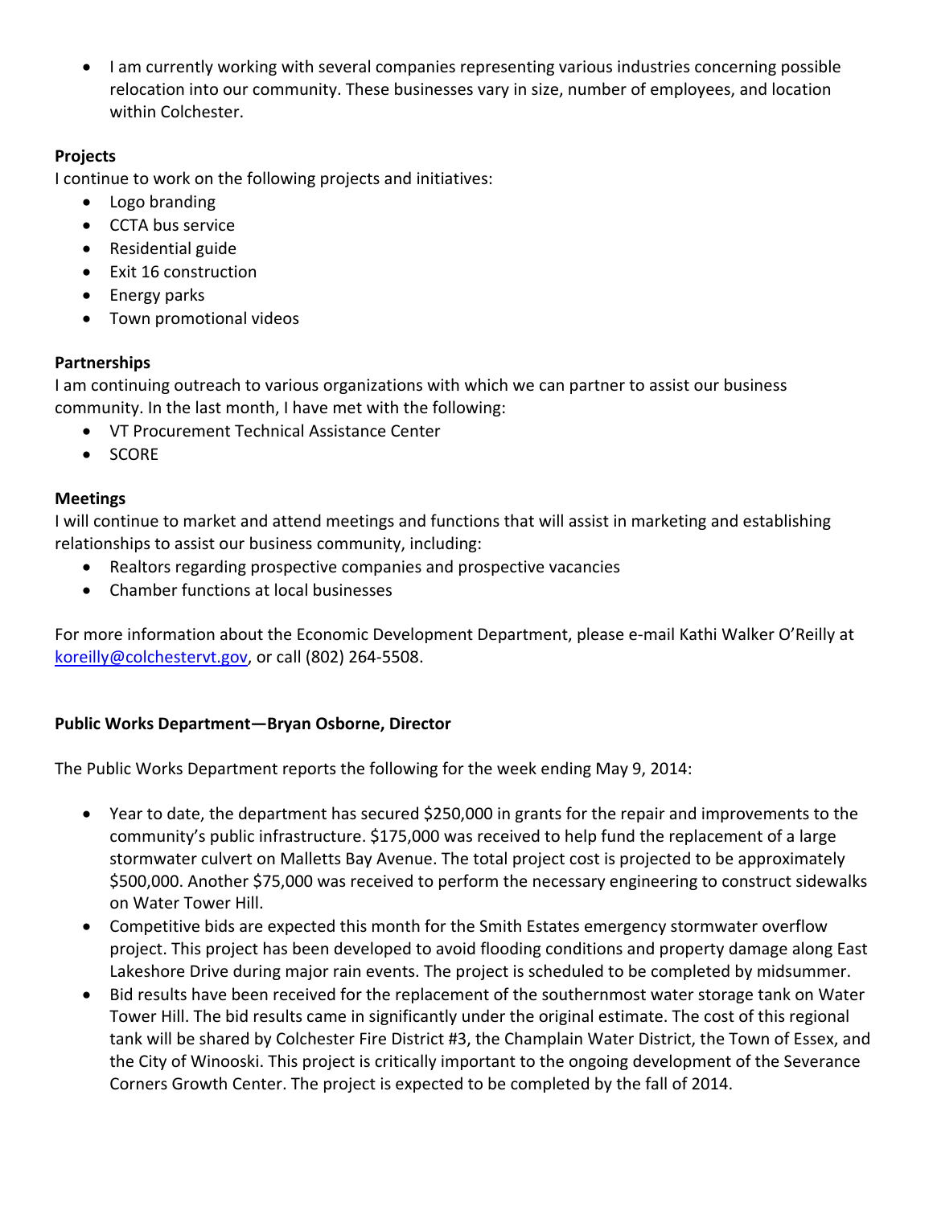- I am currently working with several companies representing various industries concerning possible relocation into our community. These businesses vary in size, number of employees, and location within Colchester.

**Projects**

I continue to work on the following projects and initiatives:

- Logo branding
- CCTA bus service
- Residential guide
- Exit 16 construction
- Energy parks
- Town promotional videos

**Partnerships**

I am continuing outreach to various organizations with which we can partner to assist our business community. In the last month, I have met with the following:

- VT Procurement Technical Assistance Center
- SCORE

**Meetings**

I will continue to market and attend meetings and functions that will assist in marketing and establishing relationships to assist our business community, including:

- Realtors regarding prospective companies and prospective vacancies
- Chamber functions at local businesses

For more information about the Economic Development Department, please e-mail Kathi Walker O'Reilly at [koreilly@colchestervt.gov](mailto:koreilly@colchestervt.gov), or call (802) 264-5508.

**Public Works Department—Bryan Osborne, Director**

The Public Works Department reports the following for the week ending May 9, 2014:

- Year to date, the department has secured $250,000 in grants for the repair and improvements to the community's public infrastructure. $175,000 was received to help fund the replacement of a large stormwater culvert on Malletts Bay Avenue. The total project cost is projected to be approximately $500,000. Another $75,000 was received to perform the necessary engineering to construct sidewalks on Water Tower Hill.
- Competitive bids are expected this month for the Smith Estates emergency stormwater overflow project. This project has been developed to avoid flooding conditions and property damage along East Lakeshore Drive during major rain events. The project is scheduled to be completed by midsummer.
- Bid results have been received for the replacement of the southernmost water storage tank on Water Tower Hill. The bid results came in significantly under the original estimate. The cost of this regional tank will be shared by Colchester Fire District #3, the Champlain Water District, the Town of Essex, and the City of Winooski. This project is critically important to the ongoing development of the Severance Corners Growth Center. The project is expected to be completed by the fall of 2014.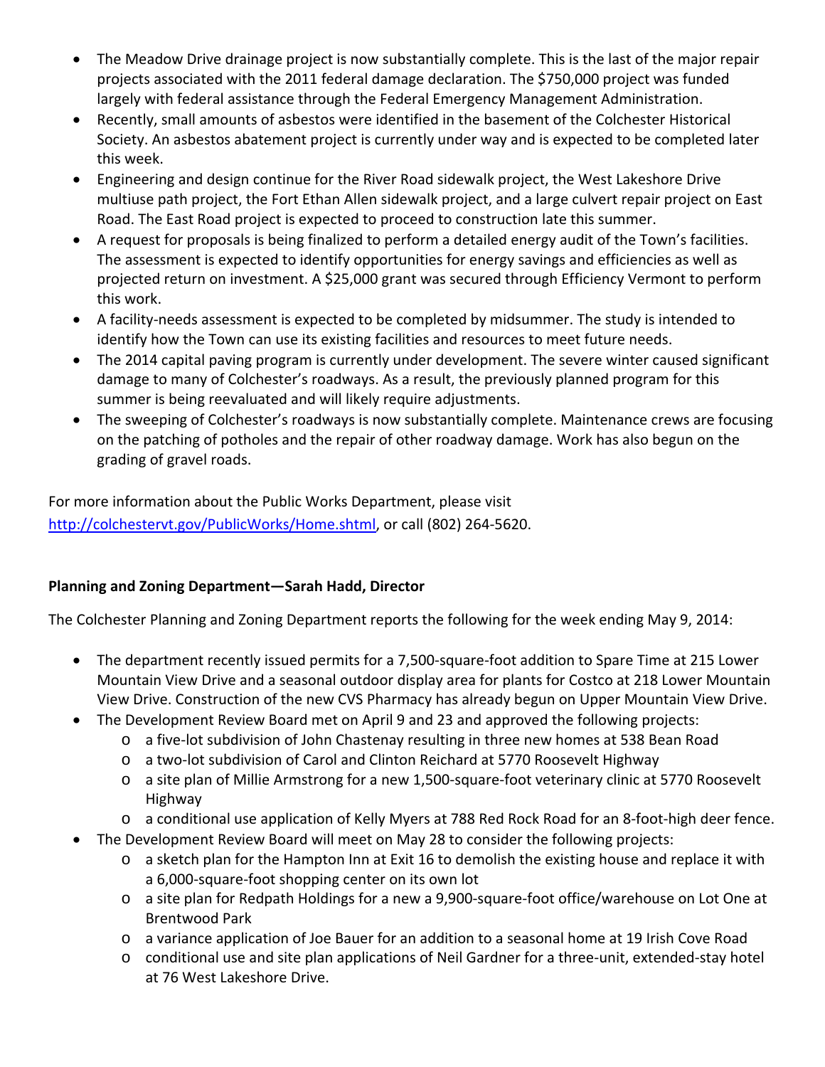- The Meadow Drive drainage project is now substantially complete. This is the last of the major repair projects associated with the 2011 federal damage declaration. The $750,000 project was funded largely with federal assistance through the Federal Emergency Management Administration.
- Recently, small amounts of asbestos were identified in the basement of the Colchester Historical Society. An asbestos abatement project is currently under way and is expected to be completed later this week.
- Engineering and design continue for the River Road sidewalk project, the West Lakeshore Drive multiuse path project, the Fort Ethan Allen sidewalk project, and a large culvert repair project on East Road. The East Road project is expected to proceed to construction late this summer.
- A request for proposals is being finalized to perform a detailed energy audit of the Town's facilities. The assessment is expected to identify opportunities for energy savings and efficiencies as well as projected return on investment. A $25,000 grant was secured through Efficiency Vermont to perform this work.
- A facility-needs assessment is expected to be completed by midsummer. The study is intended to identify how the Town can use its existing facilities and resources to meet future needs.
- The 2014 capital paving program is currently under development. The severe winter caused significant damage to many of Colchester's roadways. As a result, the previously planned program for this summer is being reevaluated and will likely require adjustments.
- The sweeping of Colchester's roadways is now substantially complete. Maintenance crews are focusing on the patching of potholes and the repair of other roadway damage. Work has also begun on the grading of gravel roads.

For more information about the Public Works Department, please visit [http://colchestervt.gov/PublicWorks/Home.shtml](http://colchestervt.gov/PublicWorks/Home.shtml), or call (802) 264-5620.

**Planning and Zoning Department—Sarah Hadd, Director**

The Colchester Planning and Zoning Department reports the following for the week ending May 9, 2014:

- The department recently issued permits for a 7,500-square-foot addition to Spare Time at 215 Lower Mountain View Drive and a seasonal outdoor display area for plants for Costco at 218 Lower Mountain View Drive. Construction of the new CVS Pharmacy has already begun on Upper Mountain View Drive.
- The Development Review Board met on April 9 and 23 and approved the following projects:
  - a five-lot subdivision of John Chastenay resulting in three new homes at 538 Bean Road
  - a two-lot subdivision of Carol and Clinton Reichard at 5770 Roosevelt Highway
  - a site plan of Millie Armstrong for a new 1,500-square-foot veterinary clinic at 5770 Roosevelt Highway
  - a conditional use application of Kelly Myers at 788 Red Rock Road for an 8-foot-high deer fence.
- The Development Review Board will meet on May 28 to consider the following projects:
  - a sketch plan for the Hampton Inn at Exit 16 to demolish the existing house and replace it with a 6,000-square-foot shopping center on its own lot
  - a site plan for Redpath Holdings for a new a 9,900-square-foot office/warehouse on Lot One at Brentwood Park
  - a variance application of Joe Bauer for an addition to a seasonal home at 19 Irish Cove Road
  - conditional use and site plan applications of Neil Gardner for a three-unit, extended-stay hotel at 76 West Lakeshore Drive.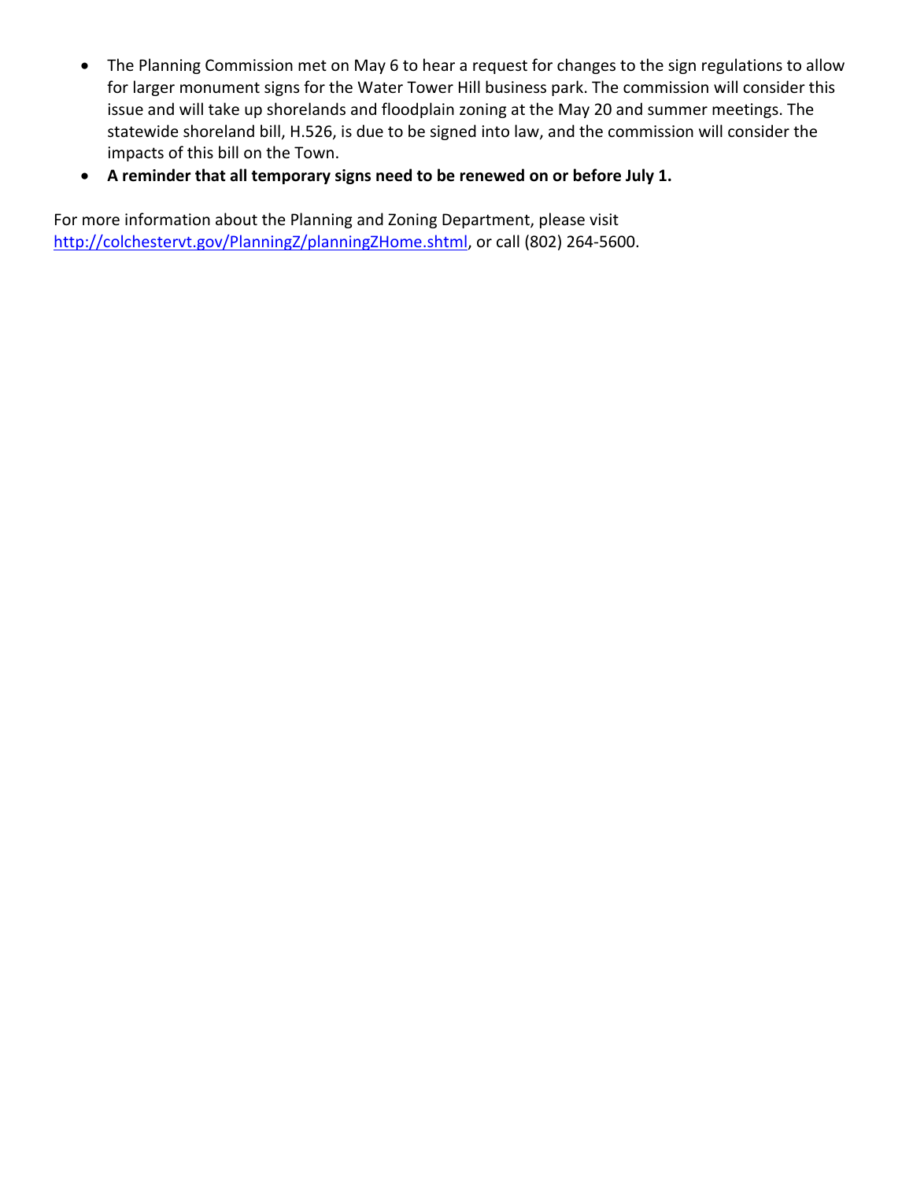- The Planning Commission met on May 6 to hear a request for changes to the sign regulations to allow for larger monument signs for the Water Tower Hill business park. The commission will consider this issue and will take up shorelands and floodplain zoning at the May 20 and summer meetings. The statewide shoreland bill, H.526, is due to be signed into law, and the commission will consider the impacts of this bill on the Town.
- **A reminder that all temporary signs need to be renewed on or before July 1.**

For more information about the Planning and Zoning Department, please visit [http://colchestervt.gov/PlanningZ/planningZHome.shtml](http://colchestervt.gov/PlanningZ/planningZHome.shtml), or call (802) 264-5600.